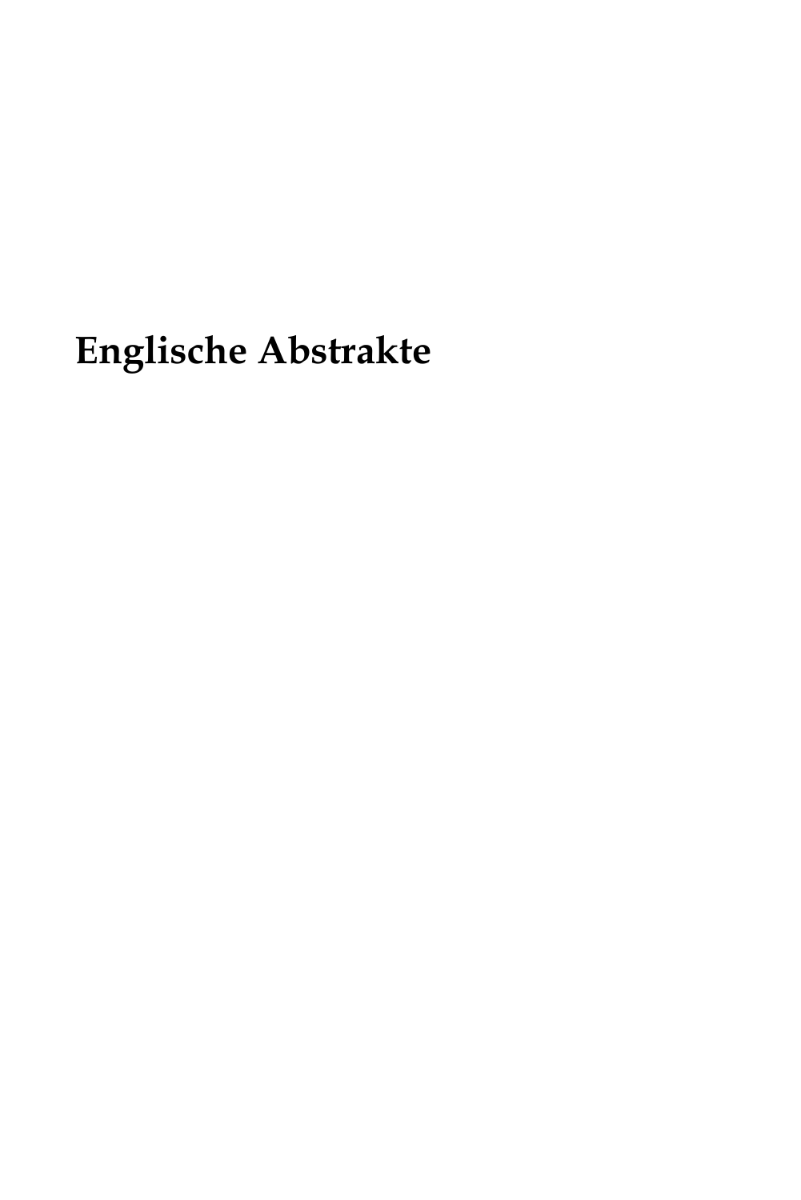# Englische Abstrakte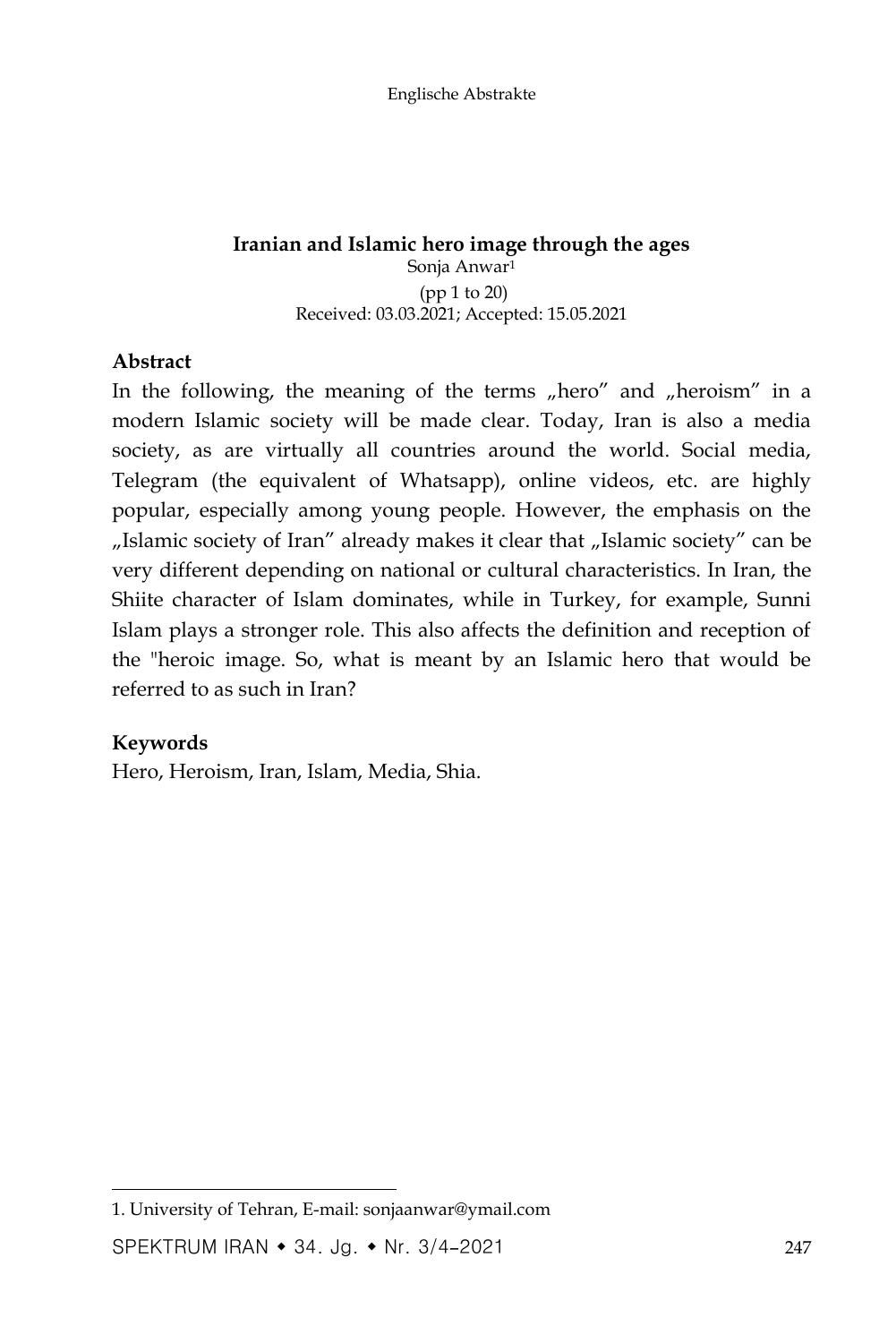## Iranian and Islamic hero image through the ages

Sonja Anwar[1]

(pp 1 to 20)

Received: 03.03.2021; Accepted: 15.05.2021

**Abstract**

In the following, the meaning of the terms „hero" and „heroism" in a modern Islamic society will be made clear. Today, Iran is also a media society, as are virtually all countries around the world. Social media, Telegram (the equivalent of Whatsapp), online videos, etc. are highly popular, especially among young people. However, the emphasis on the „Islamic society of Iran" already makes it clear that „Islamic society" can be very different depending on national or cultural characteristics. In Iran, the Shiite character of Islam dominates, while in Turkey, for example, Sunni Islam plays a stronger role. This also affects the definition and reception of the "heroic image. So, what is meant by an Islamic hero that would be referred to as such in Iran?

**Keywords**

Hero, Heroism, Iran, Islam, Media, Shia.

---

1. University of Tehran, E-mail: sonjaanwar@ymail.com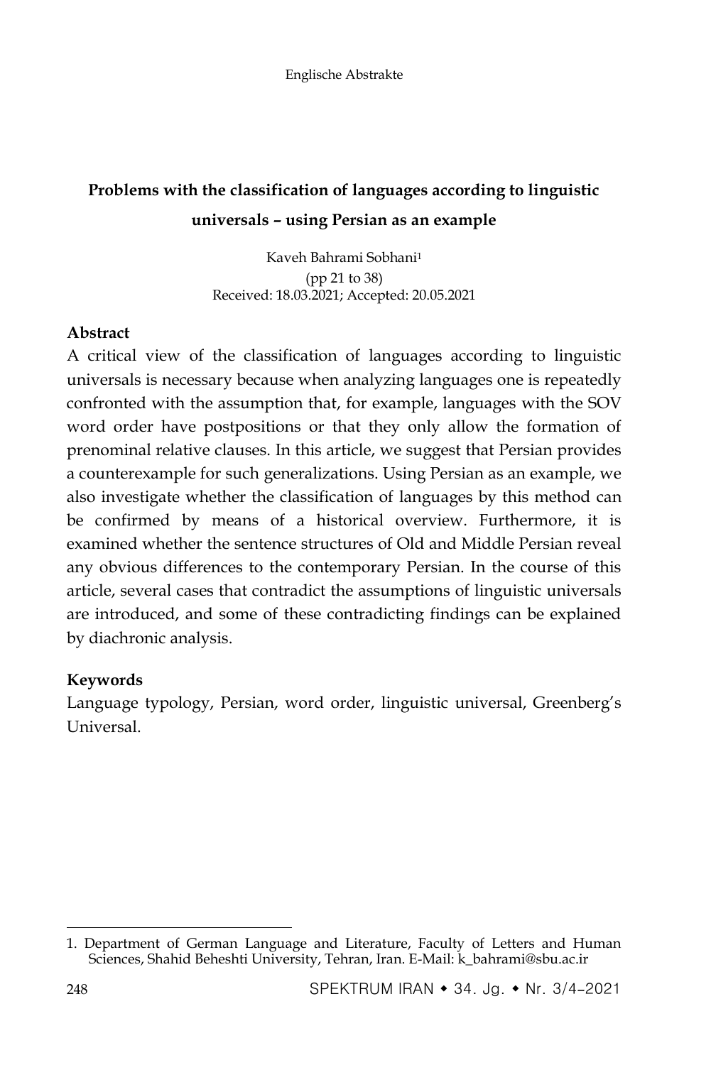## Problems with the classification of languages according to linguistic universals – using Persian as an example

Kaveh Bahrami Sobhani[1]
(pp 21 to 38)
Received: 18.03.2021; Accepted: 20.05.2021

### Abstract

A critical view of the classification of languages according to linguistic universals is necessary because when analyzing languages one is repeatedly confronted with the assumption that, for example, languages with the SOV word order have postpositions or that they only allow the formation of prenominal relative clauses. In this article, we suggest that Persian provides a counterexample for such generalizations. Using Persian as an example, we also investigate whether the classification of languages by this method can be confirmed by means of a historical overview. Furthermore, it is examined whether the sentence structures of Old and Middle Persian reveal any obvious differences to the contemporary Persian. In the course of this article, several cases that contradict the assumptions of linguistic universals are introduced, and some of these contradicting findings can be explained by diachronic analysis.

### Keywords

Language typology, Persian, word order, linguistic universal, Greenberg's Universal.

---

1. Department of German Language and Literature, Faculty of Letters and Human Sciences, Shahid Beheshti University, Tehran, Iran. E-Mail: k_bahrami@sbu.ac.ir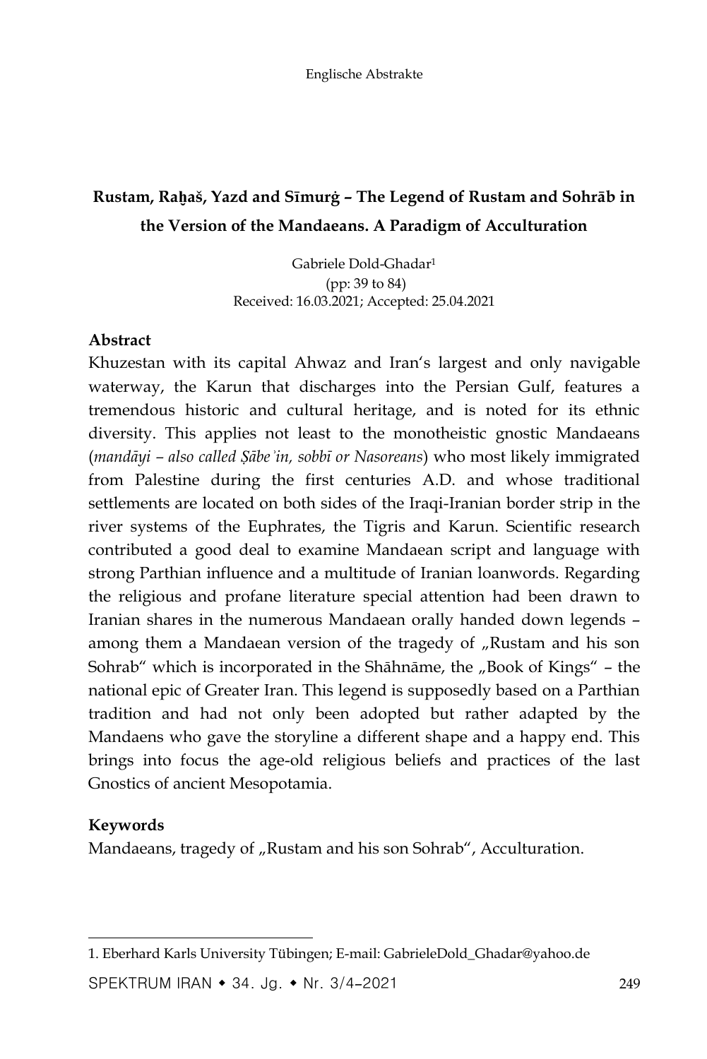# Rustam, Raẖaš, Yazd and Sīmurġ – The Legend of Rustam and Sohrāb in the Version of the Mandaeans. A Paradigm of Acculturation

Gabriele Dold-Ghadar[1]
(pp: 39 to 84)
Received: 16.03.2021; Accepted: 25.04.2021

## Abstract

Khuzestan with its capital Ahwaz and Iran's largest and only navigable waterway, the Karun that discharges into the Persian Gulf, features a tremendous historic and cultural heritage, and is noted for its ethnic diversity. This applies not least to the monotheistic gnostic Mandaeans (*mandāyi – also called Ṣābeʾin, sobbī or Nasoreans*) who most likely immigrated from Palestine during the first centuries A.D. and whose traditional settlements are located on both sides of the Iraqi-Iranian border strip in the river systems of the Euphrates, the Tigris and Karun. Scientific research contributed a good deal to examine Mandaean script and language with strong Parthian influence and a multitude of Iranian loanwords. Regarding the religious and profane literature special attention had been drawn to Iranian shares in the numerous Mandaean orally handed down legends – among them a Mandaean version of the tragedy of „Rustam and his son Sohrab" which is incorporated in the Shāhnāme, the „Book of Kings" – the national epic of Greater Iran. This legend is supposedly based on a Parthian tradition and had not only been adopted but rather adapted by the Mandaens who gave the storyline a different shape and a happy end. This brings into focus the age-old religious beliefs and practices of the last Gnostics of ancient Mesopotamia.

## Keywords

Mandaeans, tragedy of „Rustam and his son Sohrab", Acculturation.

---

1. Eberhard Karls University Tübingen; E-mail: GabrieleDold_Ghadar@yahoo.de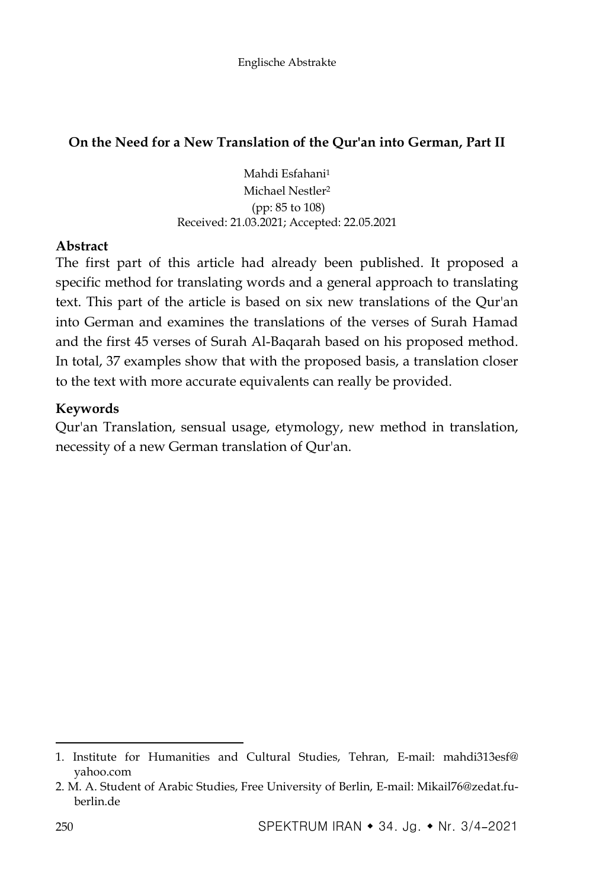## On the Need for a New Translation of the Qur'an into German, Part II

Mahdi Esfahani[1]
Michael Nestler[2]
(pp: 85 to 108)
Received: 21.03.2021; Accepted: 22.05.2021

### Abstract

The first part of this article had already been published. It proposed a specific method for translating words and a general approach to translating text. This part of the article is based on six new translations of the Qur'an into German and examines the translations of the verses of Surah Hamad and the first 45 verses of Surah Al-Baqarah based on his proposed method. In total, 37 examples show that with the proposed basis, a translation closer to the text with more accurate equivalents can really be provided.

### Keywords

Qur'an Translation, sensual usage, etymology, new method in translation, necessity of a new German translation of Qur'an.

---

1. Institute for Humanities and Cultural Studies, Tehran, E-mail: mahdi313esf@yahoo.com
2. M. A. Student of Arabic Studies, Free University of Berlin, E-mail: Mikail76@zedat.fu-berlin.de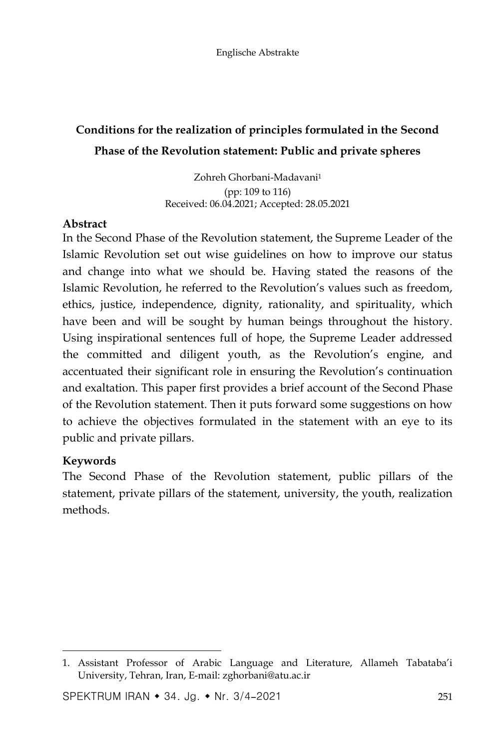## Conditions for the realization of principles formulated in the Second Phase of the Revolution statement: Public and private spheres

Zohreh Ghorbani-Madavani[1]

(pp: 109 to 116)

Received: 06.04.2021; Accepted: 28.05.2021

### Abstract

In the Second Phase of the Revolution statement, the Supreme Leader of the Islamic Revolution set out wise guidelines on how to improve our status and change into what we should be. Having stated the reasons of the Islamic Revolution, he referred to the Revolution's values such as freedom, ethics, justice, independence, dignity, rationality, and spirituality, which have been and will be sought by human beings throughout the history. Using inspirational sentences full of hope, the Supreme Leader addressed the committed and diligent youth, as the Revolution's engine, and accentuated their significant role in ensuring the Revolution's continuation and exaltation. This paper first provides a brief account of the Second Phase of the Revolution statement. Then it puts forward some suggestions on how to achieve the objectives formulated in the statement with an eye to its public and private pillars.

### Keywords

The Second Phase of the Revolution statement, public pillars of the statement, private pillars of the statement, university, the youth, realization methods.

---

1. Assistant Professor of Arabic Language and Literature, Allameh Tabataba'i University, Tehran, Iran, E-mail: zghorbani@atu.ac.ir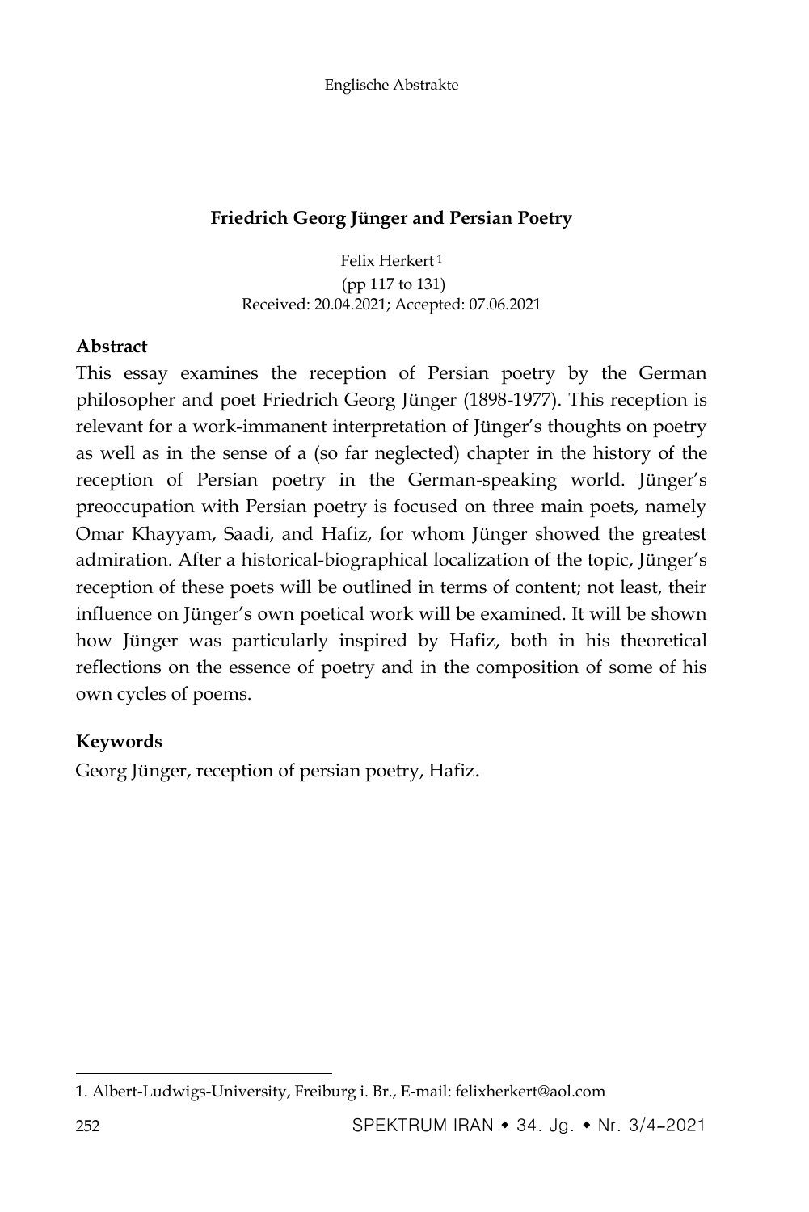### Friedrich Georg Jünger and Persian Poetry

Felix Herkert[1]

(pp 117 to 131)

Received: 20.04.2021; Accepted: 07.06.2021

**Abstract**

This essay examines the reception of Persian poetry by the German philosopher and poet Friedrich Georg Jünger (1898-1977). This reception is relevant for a work-immanent interpretation of Jünger's thoughts on poetry as well as in the sense of a (so far neglected) chapter in the history of the reception of Persian poetry in the German-speaking world. Jünger's preoccupation with Persian poetry is focused on three main poets, namely Omar Khayyam, Saadi, and Hafiz, for whom Jünger showed the greatest admiration. After a historical-biographical localization of the topic, Jünger's reception of these poets will be outlined in terms of content; not least, their influence on Jünger's own poetical work will be examined. It will be shown how Jünger was particularly inspired by Hafiz, both in his theoretical reflections on the essence of poetry and in the composition of some of his own cycles of poems.

**Keywords**

Georg Jünger, reception of persian poetry, Hafiz.

---

1. Albert-Ludwigs-University, Freiburg i. Br., E-mail: felixherkert@aol.com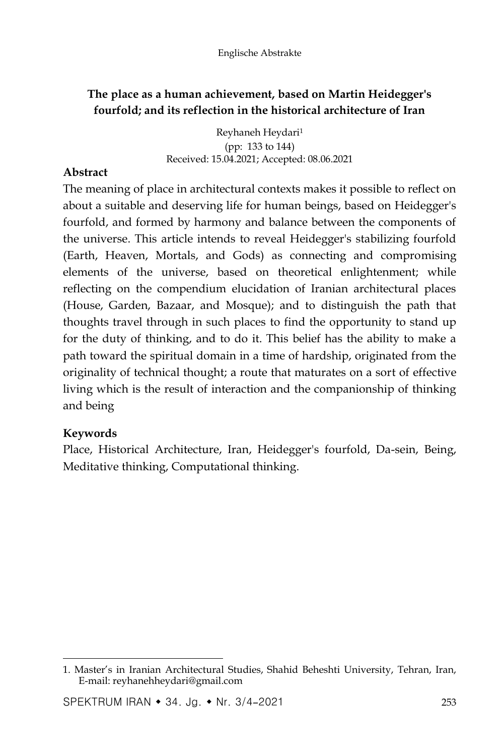## The place as a human achievement, based on Martin Heidegger's fourfold; and its reflection in the historical architecture of Iran

Reyhaneh Heydari[1]

(pp: 133 to 144)

Received: 15.04.2021; Accepted: 08.06.2021

### Abstract

The meaning of place in architectural contexts makes it possible to reflect on about a suitable and deserving life for human beings, based on Heidegger's fourfold, and formed by harmony and balance between the components of the universe. This article intends to reveal Heidegger's stabilizing fourfold (Earth, Heaven, Mortals, and Gods) as connecting and compromising elements of the universe, based on theoretical enlightenment; while reflecting on the compendium elucidation of Iranian architectural places (House, Garden, Bazaar, and Mosque); and to distinguish the path that thoughts travel through in such places to find the opportunity to stand up for the duty of thinking, and to do it. This belief has the ability to make a path toward the spiritual domain in a time of hardship, originated from the originality of technical thought; a route that maturates on a sort of effective living which is the result of interaction and the companionship of thinking and being

### Keywords

Place, Historical Architecture, Iran, Heidegger's fourfold, Da-sein, Being, Meditative thinking, Computational thinking.

---

1. Master's in Iranian Architectural Studies, Shahid Beheshti University, Tehran, Iran, E-mail: reyhanehheydari@gmail.com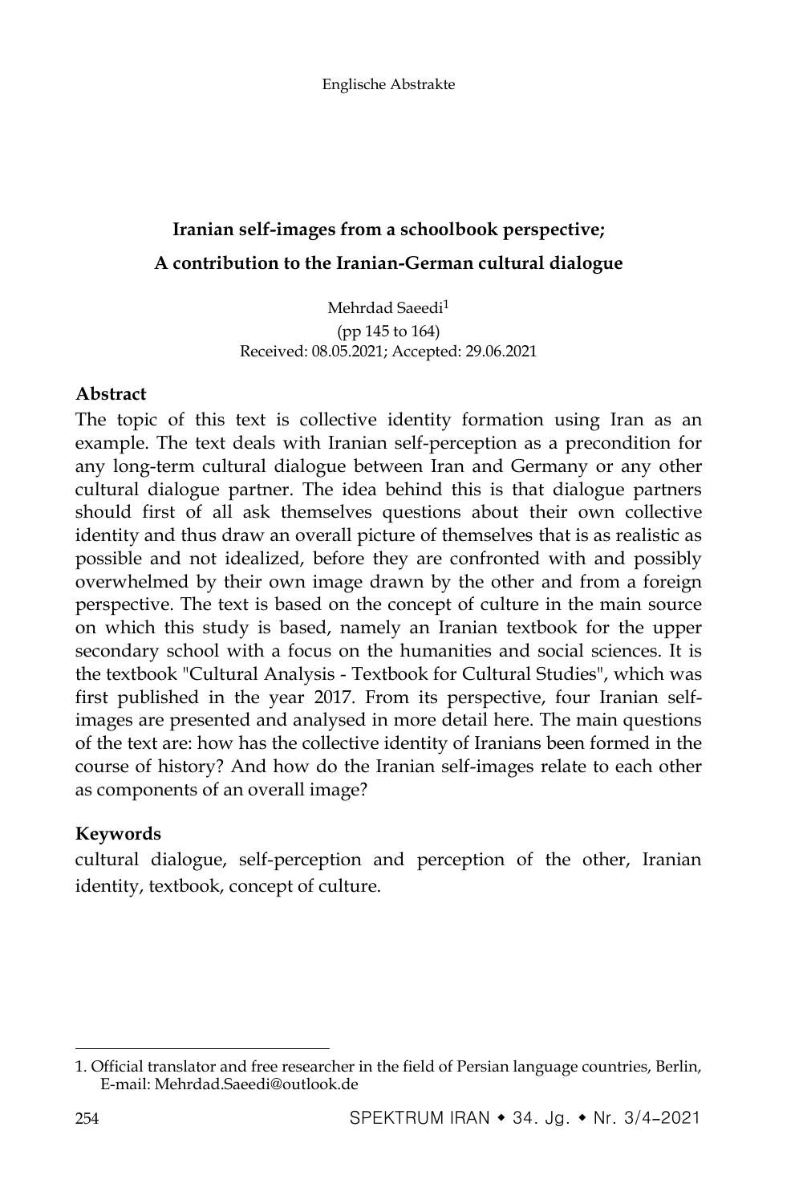# Iranian self-images from a schoolbook perspective; A contribution to the Iranian-German cultural dialogue

Mehrdad Saeedi[1]

(pp 145 to 164)

Received: 08.05.2021; Accepted: 29.06.2021

## Abstract

The topic of this text is collective identity formation using Iran as an example. The text deals with Iranian self-perception as a precondition for any long-term cultural dialogue between Iran and Germany or any other cultural dialogue partner. The idea behind this is that dialogue partners should first of all ask themselves questions about their own collective identity and thus draw an overall picture of themselves that is as realistic as possible and not idealized, before they are confronted with and possibly overwhelmed by their own image drawn by the other and from a foreign perspective. The text is based on the concept of culture in the main source on which this study is based, namely an Iranian textbook for the upper secondary school with a focus on the humanities and social sciences. It is the textbook "Cultural Analysis - Textbook for Cultural Studies", which was first published in the year 2017. From its perspective, four Iranian self-images are presented and analysed in more detail here. The main questions of the text are: how has the collective identity of Iranians been formed in the course of history? And how do the Iranian self-images relate to each other as components of an overall image?

## Keywords

cultural dialogue, self-perception and perception of the other, Iranian identity, textbook, concept of culture.

---

1. Official translator and free researcher in the field of Persian language countries, Berlin, E-mail: Mehrdad.Saeedi@outlook.de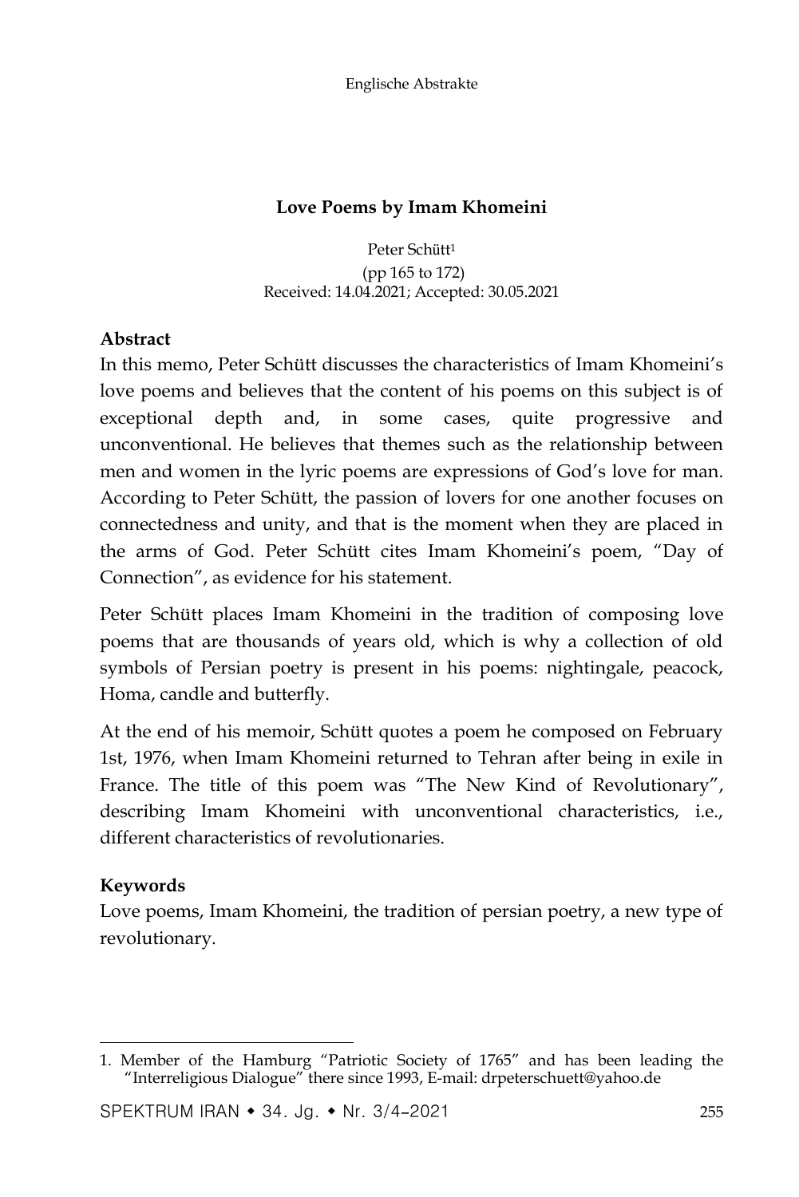## Love Poems by Imam Khomeini

Peter Schütt[1]
(pp 165 to 172)
Received: 14.04.2021; Accepted: 30.05.2021

### Abstract

In this memo, Peter Schütt discusses the characteristics of Imam Khomeini's love poems and believes that the content of his poems on this subject is of exceptional depth and, in some cases, quite progressive and unconventional. He believes that themes such as the relationship between men and women in the lyric poems are expressions of God's love for man. According to Peter Schütt, the passion of lovers for one another focuses on connectedness and unity, and that is the moment when they are placed in the arms of God. Peter Schütt cites Imam Khomeini's poem, "Day of Connection", as evidence for his statement.

Peter Schütt places Imam Khomeini in the tradition of composing love poems that are thousands of years old, which is why a collection of old symbols of Persian poetry is present in his poems: nightingale, peacock, Homa, candle and butterfly.

At the end of his memoir, Schütt quotes a poem he composed on February 1st, 1976, when Imam Khomeini returned to Tehran after being in exile in France. The title of this poem was "The New Kind of Revolutionary", describing Imam Khomeini with unconventional characteristics, i.e., different characteristics of revolutionaries.

### Keywords

Love poems, Imam Khomeini, the tradition of persian poetry, a new type of revolutionary.

---

1. Member of the Hamburg "Patriotic Society of 1765" and has been leading the "Interreligious Dialogue" there since 1993, E-mail: drpeterschuett@yahoo.de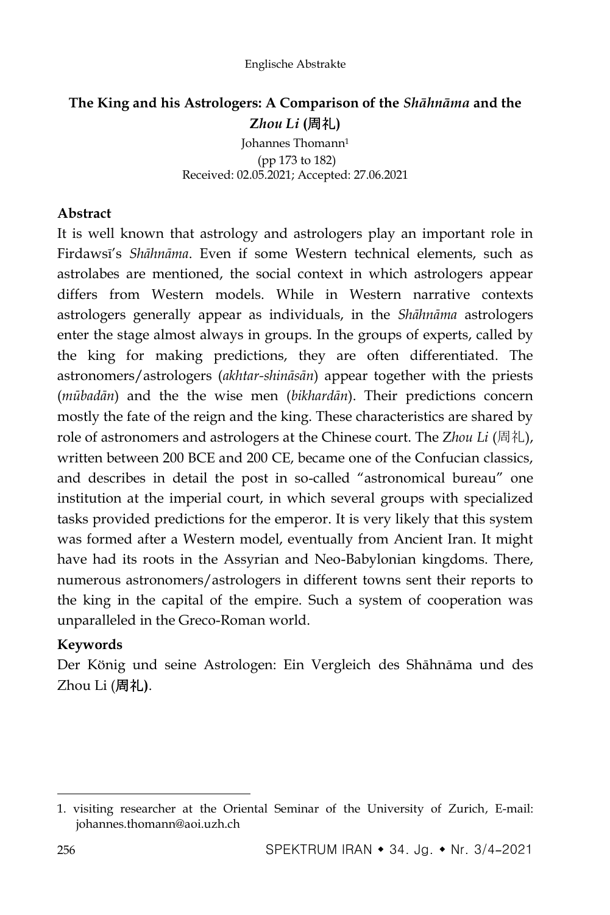## The King and his Astrologers: A Comparison of the *Shāhnāma* and the *Zhou Li* (周礼)

Johannes Thomann[1]

(pp 173 to 182)

Received: 02.05.2021; Accepted: 27.06.2021

**Abstract**

It is well known that astrology and astrologers play an important role in Firdawsī's *Shāhnāma*. Even if some Western technical elements, such as astrolabes are mentioned, the social context in which astrologers appear differs from Western models. While in Western narrative contexts astrologers generally appear as individuals, in the *Shāhnāma* astrologers enter the stage almost always in groups. In the groups of experts, called by the king for making predictions, they are often differentiated. The astronomers/astrologers (*akhtar-shināsān*) appear together with the priests (*mūbadān*) and the the wise men (*bikhardān*). Their predictions concern mostly the fate of the reign and the king. These characteristics are shared by role of astronomers and astrologers at the Chinese court. The *Zhou Li* (周礼), written between 200 BCE and 200 CE, became one of the Confucian classics, and describes in detail the post in so-called "astronomical bureau" one institution at the imperial court, in which several groups with specialized tasks provided predictions for the emperor. It is very likely that this system was formed after a Western model, eventually from Ancient Iran. It might have had its roots in the Assyrian and Neo-Babylonian kingdoms. There, numerous astronomers/astrologers in different towns sent their reports to the king in the capital of the empire. Such a system of cooperation was unparalleled in the Greco-Roman world.

**Keywords**

Der König und seine Astrologen: Ein Vergleich des Shāhnāma und des Zhou Li (周礼).

---

1. visiting researcher at the Oriental Seminar of the University of Zurich, E-mail: johannes.thomann@aoi.uzh.ch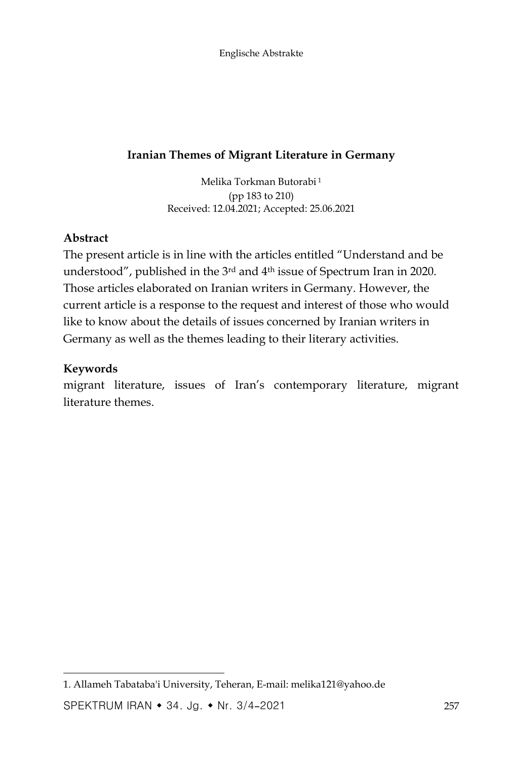## Iranian Themes of Migrant Literature in Germany

Melika Torkman Butorabi [1]
(pp 183 to 210)
Received: 12.04.2021; Accepted: 25.06.2021

### Abstract

The present article is in line with the articles entitled "Understand and be understood", published in the 3rd and 4th issue of Spectrum Iran in 2020. Those articles elaborated on Iranian writers in Germany. However, the current article is a response to the request and interest of those who would like to know about the details of issues concerned by Iranian writers in Germany as well as the themes leading to their literary activities.

### Keywords

migrant literature, issues of Iran's contemporary literature, migrant literature themes.

---

1. Allameh Tabataba'i University, Teheran, E-mail: melika121@yahoo.de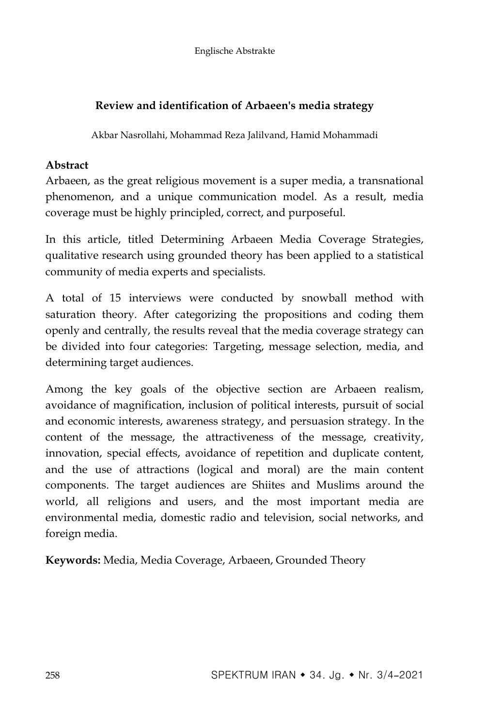## Review and identification of Arbaeen's media strategy

Akbar Nasrollahi, Mohammad Reza Jalilvand, Hamid Mohammadi

**Abstract**

Arbaeen, as the great religious movement is a super media, a transnational phenomenon, and a unique communication model. As a result, media coverage must be highly principled, correct, and purposeful.

In this article, titled Determining Arbaeen Media Coverage Strategies, qualitative research using grounded theory has been applied to a statistical community of media experts and specialists.

A total of 15 interviews were conducted by snowball method with saturation theory. After categorizing the propositions and coding them openly and centrally, the results reveal that the media coverage strategy can be divided into four categories: Targeting, message selection, media, and determining target audiences.

Among the key goals of the objective section are Arbaeen realism, avoidance of magnification, inclusion of political interests, pursuit of social and economic interests, awareness strategy, and persuasion strategy. In the content of the message, the attractiveness of the message, creativity, innovation, special effects, avoidance of repetition and duplicate content, and the use of attractions (logical and moral) are the main content components. The target audiences are Shiites and Muslims around the world, all religions and users, and the most important media are environmental media, domestic radio and television, social networks, and foreign media.

**Keywords:** Media, Media Coverage, Arbaeen, Grounded Theory